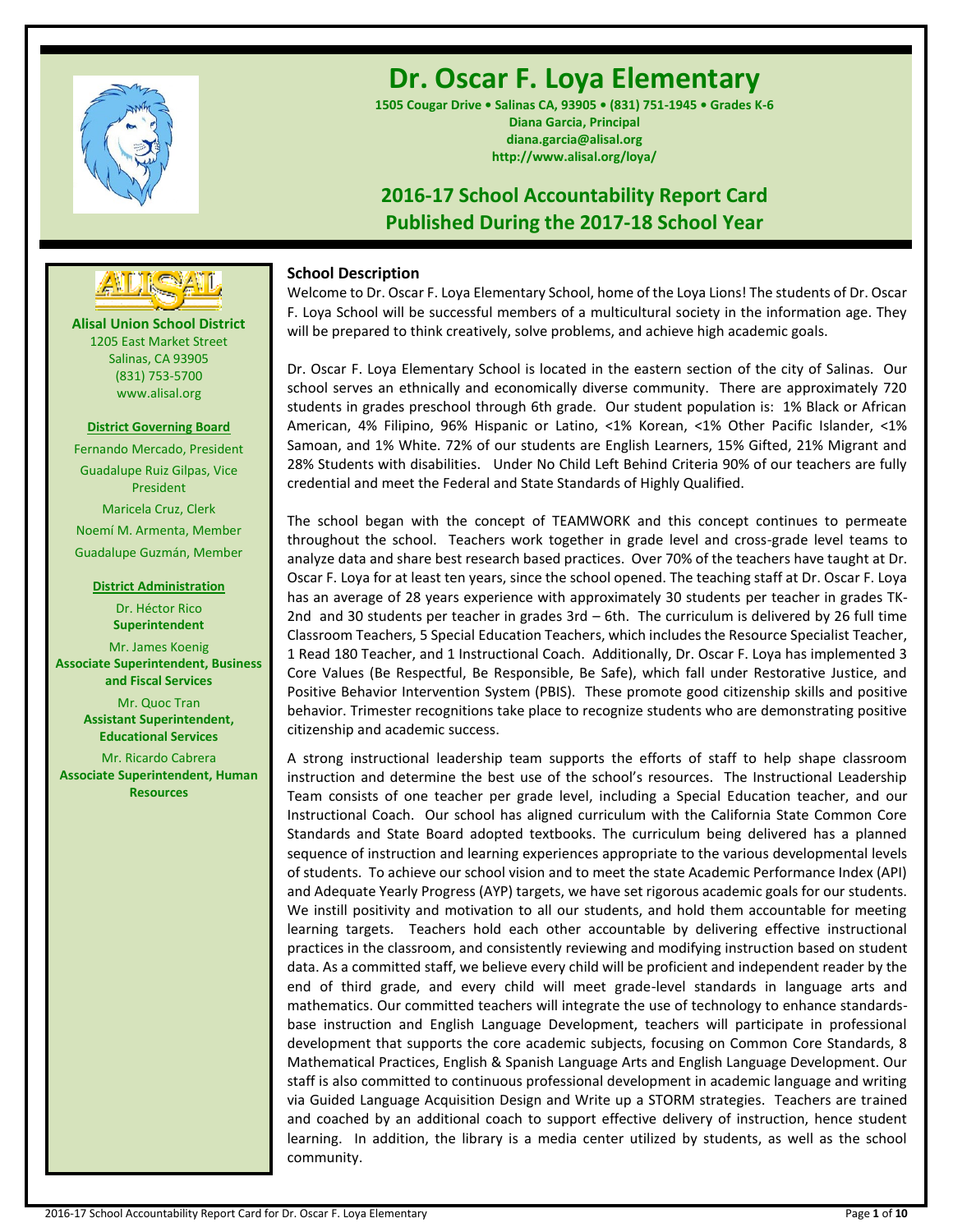# Dr. Oscar F. Loya Elementary

**1505 Cougar Drive • Salinas CA, 93905 • (831) 751-1945 • Grades K-6**
**Diana Garcia, Principal**
**diana.garcia@alisal.org**
**http://www.alisal.org/loya/**

## 2016-17 School Accountability Report Card
## Published During the 2017-18 School Year

**Alisal Union School District**
1205 East Market Street
Salinas, CA 93905
(831) 753-5700
www.alisal.org

**District Governing Board**

Fernando Mercado, President
Guadalupe Ruiz Gilpas, Vice President
Maricela Cruz, Clerk
Noemí M. Armenta, Member
Guadalupe Guzmán, Member

**District Administration**

Dr. Héctor Rico
**Superintendent**

Mr. James Koenig
**Associate Superintendent, Business and Fiscal Services**

Mr. Quoc Tran
**Assistant Superintendent, Educational Services**

Mr. Ricardo Cabrera
**Associate Superintendent, Human Resources**

### School Description

Welcome to Dr. Oscar F. Loya Elementary School, home of the Loya Lions! The students of Dr. Oscar F. Loya School will be successful members of a multicultural society in the information age. They will be prepared to think creatively, solve problems, and achieve high academic goals.

Dr. Oscar F. Loya Elementary School is located in the eastern section of the city of Salinas. Our school serves an ethnically and economically diverse community. There are approximately 720 students in grades preschool through 6th grade. Our student population is: 1% Black or African American, 4% Filipino, 96% Hispanic or Latino, <1% Korean, <1% Other Pacific Islander, <1% Samoan, and 1% White. 72% of our students are English Learners, 15% Gifted, 21% Migrant and 28% Students with disabilities. Under No Child Left Behind Criteria 90% of our teachers are fully credential and meet the Federal and State Standards of Highly Qualified.

The school began with the concept of TEAMWORK and this concept continues to permeate throughout the school. Teachers work together in grade level and cross-grade level teams to analyze data and share best research based practices. Over 70% of the teachers have taught at Dr. Oscar F. Loya for at least ten years, since the school opened. The teaching staff at Dr. Oscar F. Loya has an average of 28 years experience with approximately 30 students per teacher in grades TK-2nd and 30 students per teacher in grades 3rd – 6th. The curriculum is delivered by 26 full time Classroom Teachers, 5 Special Education Teachers, which includes the Resource Specialist Teacher, 1 Read 180 Teacher, and 1 Instructional Coach. Additionally, Dr. Oscar F. Loya has implemented 3 Core Values (Be Respectful, Be Responsible, Be Safe), which fall under Restorative Justice, and Positive Behavior Intervention System (PBIS). These promote good citizenship skills and positive behavior. Trimester recognitions take place to recognize students who are demonstrating positive citizenship and academic success.

A strong instructional leadership team supports the efforts of staff to help shape classroom instruction and determine the best use of the school's resources. The Instructional Leadership Team consists of one teacher per grade level, including a Special Education teacher, and our Instructional Coach. Our school has aligned curriculum with the California State Common Core Standards and State Board adopted textbooks. The curriculum being delivered has a planned sequence of instruction and learning experiences appropriate to the various developmental levels of students. To achieve our school vision and to meet the state Academic Performance Index (API) and Adequate Yearly Progress (AYP) targets, we have set rigorous academic goals for our students. We instill positivity and motivation to all our students, and hold them accountable for meeting learning targets. Teachers hold each other accountable by delivering effective instructional practices in the classroom, and consistently reviewing and modifying instruction based on student data. As a committed staff, we believe every child will be proficient and independent reader by the end of third grade, and every child will meet grade-level standards in language arts and mathematics. Our committed teachers will integrate the use of technology to enhance standards-base instruction and English Language Development, teachers will participate in professional development that supports the core academic subjects, focusing on Common Core Standards, 8 Mathematical Practices, English & Spanish Language Arts and English Language Development. Our staff is also committed to continuous professional development in academic language and writing via Guided Language Acquisition Design and Write up a STORM strategies. Teachers are trained and coached by an additional coach to support effective delivery of instruction, hence student learning. In addition, the library is a media center utilized by students, as well as the school community.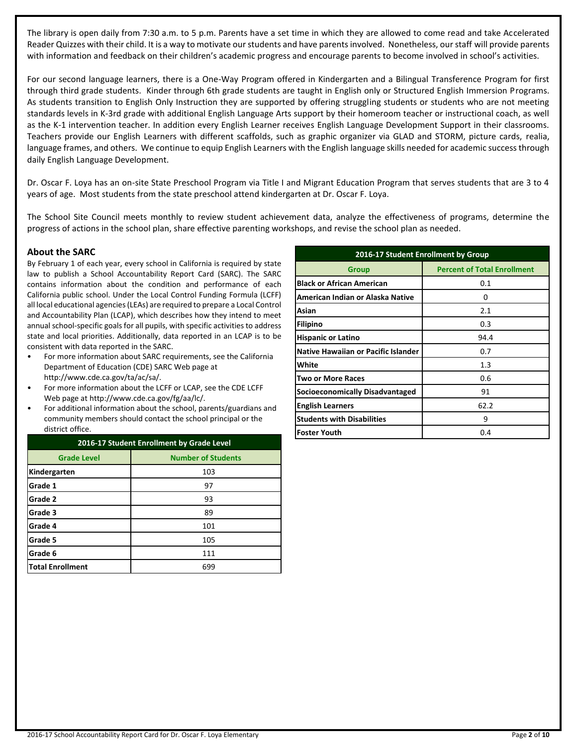The library is open daily from 7:30 a.m. to 5 p.m. Parents have a set time in which they are allowed to come read and take Accelerated Reader Quizzes with their child. It is a way to motivate our students and have parents involved. Nonetheless, our staff will provide parents with information and feedback on their children's academic progress and encourage parents to become involved in school's activities.

For our second language learners, there is a One-Way Program offered in Kindergarten and a Bilingual Transference Program for first through third grade students. Kinder through 6th grade students are taught in English only or Structured English Immersion Programs. As students transition to English Only Instruction they are supported by offering struggling students or students who are not meeting standards levels in K-3rd grade with additional English Language Arts support by their homeroom teacher or instructional coach, as well as the K-1 intervention teacher. In addition every English Learner receives English Language Development Support in their classrooms. Teachers provide our English Learners with different scaffolds, such as graphic organizer via GLAD and STORM, picture cards, realia, language frames, and others. We continue to equip English Learners with the English language skills needed for academic success through daily English Language Development.

Dr. Oscar F. Loya has an on-site State Preschool Program via Title I and Migrant Education Program that serves students that are 3 to 4 years of age. Most students from the state preschool attend kindergarten at Dr. Oscar F. Loya.

The School Site Council meets monthly to review student achievement data, analyze the effectiveness of programs, determine the progress of actions in the school plan, share effective parenting workshops, and revise the school plan as needed.

## About the SARC

By February 1 of each year, every school in California is required by state law to publish a School Accountability Report Card (SARC). The SARC contains information about the condition and performance of each California public school. Under the Local Control Funding Formula (LCFF) all local educational agencies (LEAs) are required to prepare a Local Control and Accountability Plan (LCAP), which describes how they intend to meet annual school-specific goals for all pupils, with specific activities to address state and local priorities. Additionally, data reported in an LCAP is to be consistent with data reported in the SARC.

- For more information about SARC requirements, see the California Department of Education (CDE) SARC Web page at http://www.cde.ca.gov/ta/ac/sa/.
- For more information about the LCFF or LCAP, see the CDE LCFF Web page at http://www.cde.ca.gov/fg/aa/lc/.
- For additional information about the school, parents/guardians and community members should contact the school principal or the district office.

**2016-17 Student Enrollment by Grade Level**

| Grade Level | Number of Students |
|---|---|
| Kindergarten | 103 |
| Grade 1 | 97 |
| Grade 2 | 93 |
| Grade 3 | 89 |
| Grade 4 | 101 |
| Grade 5 | 105 |
| Grade 6 | 111 |
| Total Enrollment | 699 |

**2016-17 Student Enrollment by Group**

| Group | Percent of Total Enrollment |
|---|---|
| Black or African American | 0.1 |
| American Indian or Alaska Native | 0 |
| Asian | 2.1 |
| Filipino | 0.3 |
| Hispanic or Latino | 94.4 |
| Native Hawaiian or Pacific Islander | 0.7 |
| White | 1.3 |
| Two or More Races | 0.6 |
| Socioeconomically Disadvantaged | 91 |
| English Learners | 62.2 |
| Students with Disabilities | 9 |
| Foster Youth | 0.4 |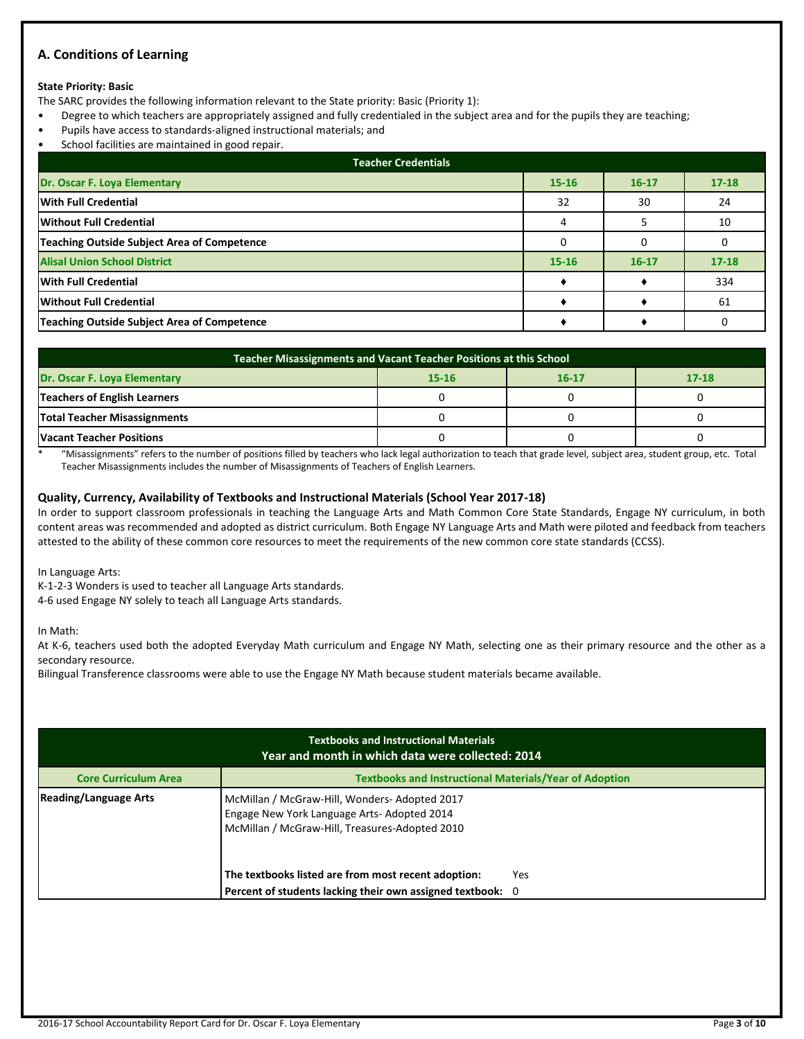## A. Conditions of Learning

**State Priority: Basic**

The SARC provides the following information relevant to the State priority: Basic (Priority 1):

- Degree to which teachers are appropriately assigned and fully credentialed in the subject area and for the pupils they are teaching;
- Pupils have access to standards-aligned instructional materials; and
- School facilities are maintained in good repair.

| Teacher Credentials | | | |
|---|---|---|---|
| **Dr. Oscar F. Loya Elementary** | **15-16** | **16-17** | **17-18** |
| **With Full Credential** | 32 | 30 | 24 |
| **Without Full Credential** | 4 | 5 | 10 |
| **Teaching Outside Subject Area of Competence** | 0 | 0 | 0 |
| **Alisal Union School District** | **15-16** | **16-17** | **17-18** |
| **With Full Credential** | ♦ | ♦ | 334 |
| **Without Full Credential** | ♦ | ♦ | 61 |
| **Teaching Outside Subject Area of Competence** | ♦ | ♦ | 0 |

| Teacher Misassignments and Vacant Teacher Positions at this School | | | |
|---|---|---|---|
| **Dr. Oscar F. Loya Elementary** | **15-16** | **16-17** | **17-18** |
| **Teachers of English Learners** | 0 | 0 | 0 |
| **Total Teacher Misassignments** | 0 | 0 | 0 |
| **Vacant Teacher Positions** | 0 | 0 | 0 |

\* "Misassignments" refers to the number of positions filled by teachers who lack legal authorization to teach that grade level, subject area, student group, etc. Total Teacher Misassignments includes the number of Misassignments of Teachers of English Learners.

### Quality, Currency, Availability of Textbooks and Instructional Materials (School Year 2017-18)

In order to support classroom professionals in teaching the Language Arts and Math Common Core State Standards, Engage NY curriculum, in both content areas was recommended and adopted as district curriculum. Both Engage NY Language Arts and Math were piloted and feedback from teachers attested to the ability of these common core resources to meet the requirements of the new common core state standards (CCSS).

In Language Arts:
K-1-2-3 Wonders is used to teacher all Language Arts standards.
4-6 used Engage NY solely to teach all Language Arts standards.

In Math:
At K-6, teachers used both the adopted Everyday Math curriculum and Engage NY Math, selecting one as their primary resource and the other as a secondary resource.
Bilingual Transference classrooms were able to use the Engage NY Math because student materials became available.

| Textbooks and Instructional Materials<br>Year and month in which data were collected: 2014 | |
|---|---|
| **Core Curriculum Area** | **Textbooks and Instructional Materials/Year of Adoption** |
| **Reading/Language Arts** | McMillan / McGraw-Hill, Wonders- Adopted 2017<br>Engage New York Language Arts- Adopted 2014<br>McMillan / McGraw-Hill, Treasures-Adopted 2010<br><br>**The textbooks listed are from most recent adoption:** Yes<br>**Percent of students lacking their own assigned textbook:** 0 |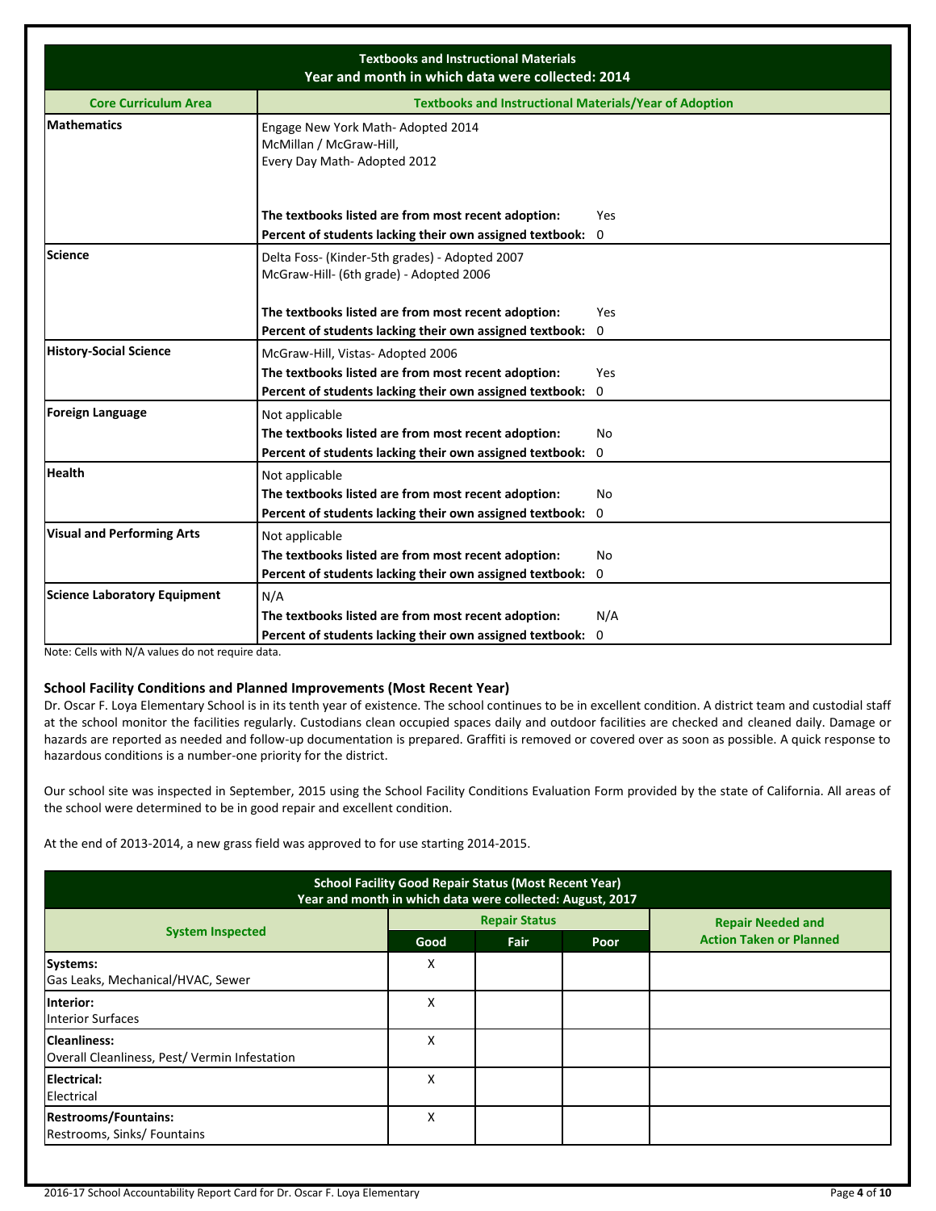| Textbooks and Instructional Materials<br>Year and month in which data were collected: 2014 | |
|---|---|
| **Core Curriculum Area** | **Textbooks and Instructional Materials/Year of Adoption** |
| **Mathematics** | Engage New York Math- Adopted 2014<br>McMillan / McGraw-Hill,<br>Every Day Math- Adopted 2012<br><br>**The textbooks listed are from most recent adoption:** Yes<br>**Percent of students lacking their own assigned textbook:** 0 |
| **Science** | Delta Foss- (Kinder-5th grades) - Adopted 2007<br>McGraw-Hill- (6th grade) - Adopted 2006<br><br>**The textbooks listed are from most recent adoption:** Yes<br>**Percent of students lacking their own assigned textbook:** 0 |
| **History-Social Science** | McGraw-Hill, Vistas- Adopted 2006<br>**The textbooks listed are from most recent adoption:** Yes<br>**Percent of students lacking their own assigned textbook:** 0 |
| **Foreign Language** | Not applicable<br>**The textbooks listed are from most recent adoption:** No<br>**Percent of students lacking their own assigned textbook:** 0 |
| **Health** | Not applicable<br>**The textbooks listed are from most recent adoption:** No<br>**Percent of students lacking their own assigned textbook:** 0 |
| **Visual and Performing Arts** | Not applicable<br>**The textbooks listed are from most recent adoption:** No<br>**Percent of students lacking their own assigned textbook:** 0 |
| **Science Laboratory Equipment** | N/A<br>**The textbooks listed are from most recent adoption:** N/A<br>**Percent of students lacking their own assigned textbook:** 0 |

Note: Cells with N/A values do not require data.

### School Facility Conditions and Planned Improvements (Most Recent Year)

Dr. Oscar F. Loya Elementary School is in its tenth year of existence. The school continues to be in excellent condition. A district team and custodial staff at the school monitor the facilities regularly. Custodians clean occupied spaces daily and outdoor facilities are checked and cleaned daily. Damage or hazards are reported as needed and follow-up documentation is prepared. Graffiti is removed or covered over as soon as possible. A quick response to hazardous conditions is a number-one priority for the district.

Our school site was inspected in September, 2015 using the School Facility Conditions Evaluation Form provided by the state of California. All areas of the school were determined to be in good repair and excellent condition.

At the end of 2013-2014, a new grass field was approved to for use starting 2014-2015.

| School Facility Good Repair Status (Most Recent Year)<br>Year and month in which data were collected: August, 2017 | | | | |
|---|---|---|---|---|
| **System Inspected** | **Repair Status** | | | **Repair Needed and Action Taken or Planned** |
| | **Good** | **Fair** | **Poor** | |
| **Systems:**<br>Gas Leaks, Mechanical/HVAC, Sewer | X | | | |
| **Interior:**<br>Interior Surfaces | X | | | |
| **Cleanliness:**<br>Overall Cleanliness, Pest/ Vermin Infestation | X | | | |
| **Electrical:**<br>Electrical | X | | | |
| **Restrooms/Fountains:**<br>Restrooms, Sinks/ Fountains | X | | | |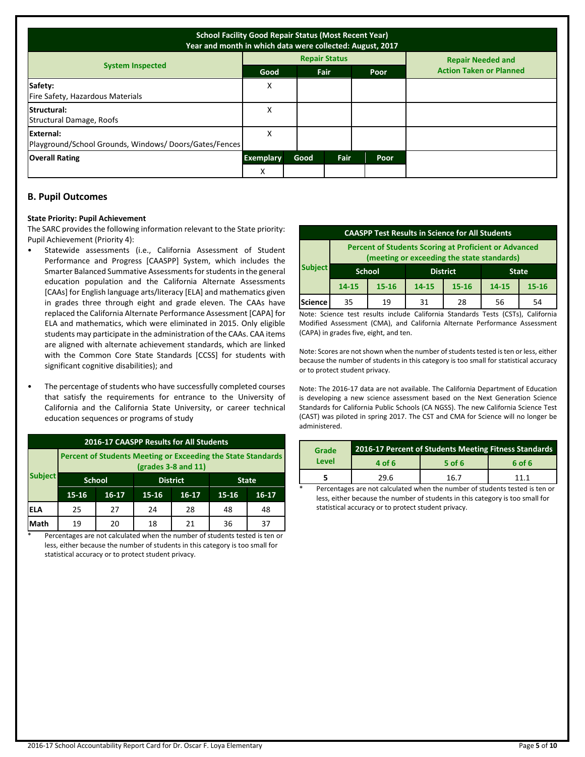| School Facility Good Repair Status (Most Recent Year)<br>Year and month in which data were collected: August, 2017 | | | | |
|---|---|---|---|---|
| **System Inspected** | **Repair Status** | | | **Repair Needed and Action Taken or Planned** |
| | **Good** | **Fair** | **Poor** | |
| **Safety:**<br>Fire Safety, Hazardous Materials | X | | | |
| **Structural:**<br>Structural Damage, Roofs | X | | | |
| **External:**<br>Playground/School Grounds, Windows/ Doors/Gates/Fences | X | | | |

| **Overall Rating** | **Exemplary** | **Good** | **Fair** | **Poor** |
|---|---|---|---|---|
| | X | | | |

## B. Pupil Outcomes

**State Priority: Pupil Achievement**

The SARC provides the following information relevant to the State priority: Pupil Achievement (Priority 4):

- Statewide assessments (i.e., California Assessment of Student Performance and Progress [CAASPP] System, which includes the Smarter Balanced Summative Assessments for students in the general education population and the California Alternate Assessments [CAAs] for English language arts/literacy [ELA] and mathematics given in grades three through eight and grade eleven. The CAAs have replaced the California Alternate Performance Assessment [CAPA] for ELA and mathematics, which were eliminated in 2015. Only eligible students may participate in the administration of the CAAs. CAA items are aligned with alternate achievement standards, which are linked with the Common Core State Standards [CCSS] for students with significant cognitive disabilities); and
- The percentage of students who have successfully completed courses that satisfy the requirements for entrance to the University of California and the California State University, or career technical education sequences or programs of study

**2016-17 CAASPP Results for All Students**

| Subject | Percent of Students Meeting or Exceeding the State Standards (grades 3-8 and 11) | | | | | |
|---|---|---|---|---|---|---|
| | School | | District | | State | |
| | 15-16 | 16-17 | 15-16 | 16-17 | 15-16 | 16-17 |
| ELA | 25 | 27 | 24 | 28 | 48 | 48 |
| Math | 19 | 20 | 18 | 21 | 36 | 37 |

\* Percentages are not calculated when the number of students tested is ten or less, either because the number of students in this category is too small for statistical accuracy or to protect student privacy.

**CAASPP Test Results in Science for All Students**

| Subject | Percent of Students Scoring at Proficient or Advanced (meeting or exceeding the state standards) | | | | | |
|---|---|---|---|---|---|---|
| | School | | District | | State | |
| | 14-15 | 15-16 | 14-15 | 15-16 | 14-15 | 15-16 |
| Science | 35 | 19 | 31 | 28 | 56 | 54 |

Note: Science test results include California Standards Tests (CSTs), California Modified Assessment (CMA), and California Alternate Performance Assessment (CAPA) in grades five, eight, and ten.

Note: Scores are not shown when the number of students tested is ten or less, either because the number of students in this category is too small for statistical accuracy or to protect student privacy.

Note: The 2016-17 data are not available. The California Department of Education is developing a new science assessment based on the Next Generation Science Standards for California Public Schools (CA NGSS). The new California Science Test (CAST) was piloted in spring 2017. The CST and CMA for Science will no longer be administered.

| Grade Level | 2016-17 Percent of Students Meeting Fitness Standards | | |
|---|---|---|---|
| | 4 of 6 | 5 of 6 | 6 of 6 |
| 5 | 29.6 | 16.7 | 11.1 |

\* Percentages are not calculated when the number of students tested is ten or less, either because the number of students in this category is too small for statistical accuracy or to protect student privacy.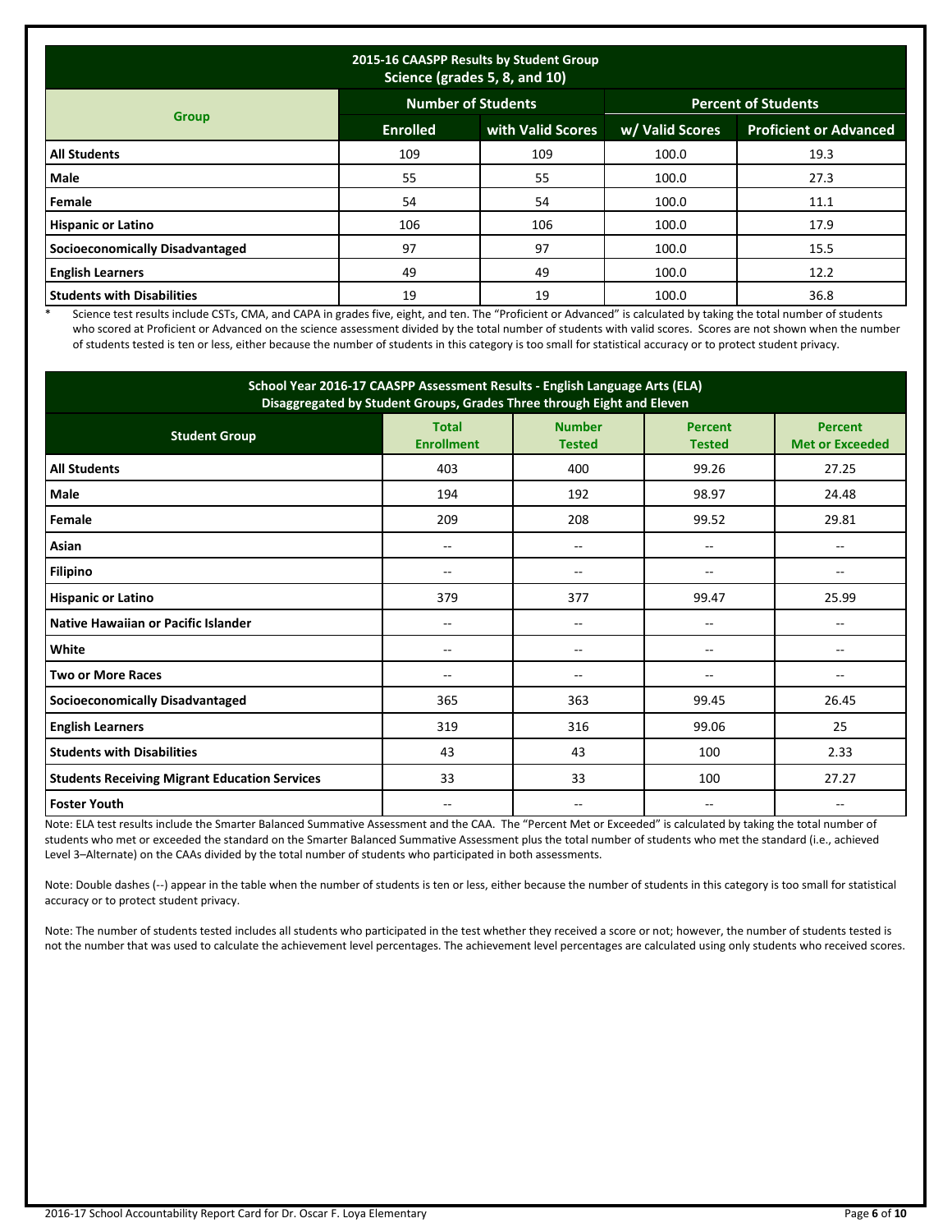| 2015-16 CAASPP Results by Student Group<br>Science (grades 5, 8, and 10) | | | | |
|---|---|---|---|---|
| Group | Number of Students | | Percent of Students | |
| | Enrolled | with Valid Scores | w/ Valid Scores | Proficient or Advanced |
| **All Students** | 109 | 109 | 100.0 | 19.3 |
| **Male** | 55 | 55 | 100.0 | 27.3 |
| **Female** | 54 | 54 | 100.0 | 11.1 |
| **Hispanic or Latino** | 106 | 106 | 100.0 | 17.9 |
| **Socioeconomically Disadvantaged** | 97 | 97 | 100.0 | 15.5 |
| **English Learners** | 49 | 49 | 100.0 | 12.2 |
| **Students with Disabilities** | 19 | 19 | 100.0 | 36.8 |

\* Science test results include CSTs, CMA, and CAPA in grades five, eight, and ten. The "Proficient or Advanced" is calculated by taking the total number of students who scored at Proficient or Advanced on the science assessment divided by the total number of students with valid scores. Scores are not shown when the number of students tested is ten or less, either because the number of students in this category is too small for statistical accuracy or to protect student privacy.

| School Year 2016-17 CAASPP Assessment Results - English Language Arts (ELA)<br>Disaggregated by Student Groups, Grades Three through Eight and Eleven | | | | |
|---|---|---|---|---|
| Student Group | Total Enrollment | Number Tested | Percent Tested | Percent Met or Exceeded |
| **All Students** | 403 | 400 | 99.26 | 27.25 |
| **Male** | 194 | 192 | 98.97 | 24.48 |
| **Female** | 209 | 208 | 99.52 | 29.81 |
| **Asian** | -- | -- | -- | -- |
| **Filipino** | -- | -- | -- | -- |
| **Hispanic or Latino** | 379 | 377 | 99.47 | 25.99 |
| **Native Hawaiian or Pacific Islander** | -- | -- | -- | -- |
| **White** | -- | -- | -- | -- |
| **Two or More Races** | -- | -- | -- | -- |
| **Socioeconomically Disadvantaged** | 365 | 363 | 99.45 | 26.45 |
| **English Learners** | 319 | 316 | 99.06 | 25 |
| **Students with Disabilities** | 43 | 43 | 100 | 2.33 |
| **Students Receiving Migrant Education Services** | 33 | 33 | 100 | 27.27 |
| **Foster Youth** | -- | -- | -- | -- |

Note: ELA test results include the Smarter Balanced Summative Assessment and the CAA. The "Percent Met or Exceeded" is calculated by taking the total number of students who met or exceeded the standard on the Smarter Balanced Summative Assessment plus the total number of students who met the standard (i.e., achieved Level 3–Alternate) on the CAAs divided by the total number of students who participated in both assessments.

Note: Double dashes (--) appear in the table when the number of students is ten or less, either because the number of students in this category is too small for statistical accuracy or to protect student privacy.

Note: The number of students tested includes all students who participated in the test whether they received a score or not; however, the number of students tested is not the number that was used to calculate the achievement level percentages. The achievement level percentages are calculated using only students who received scores.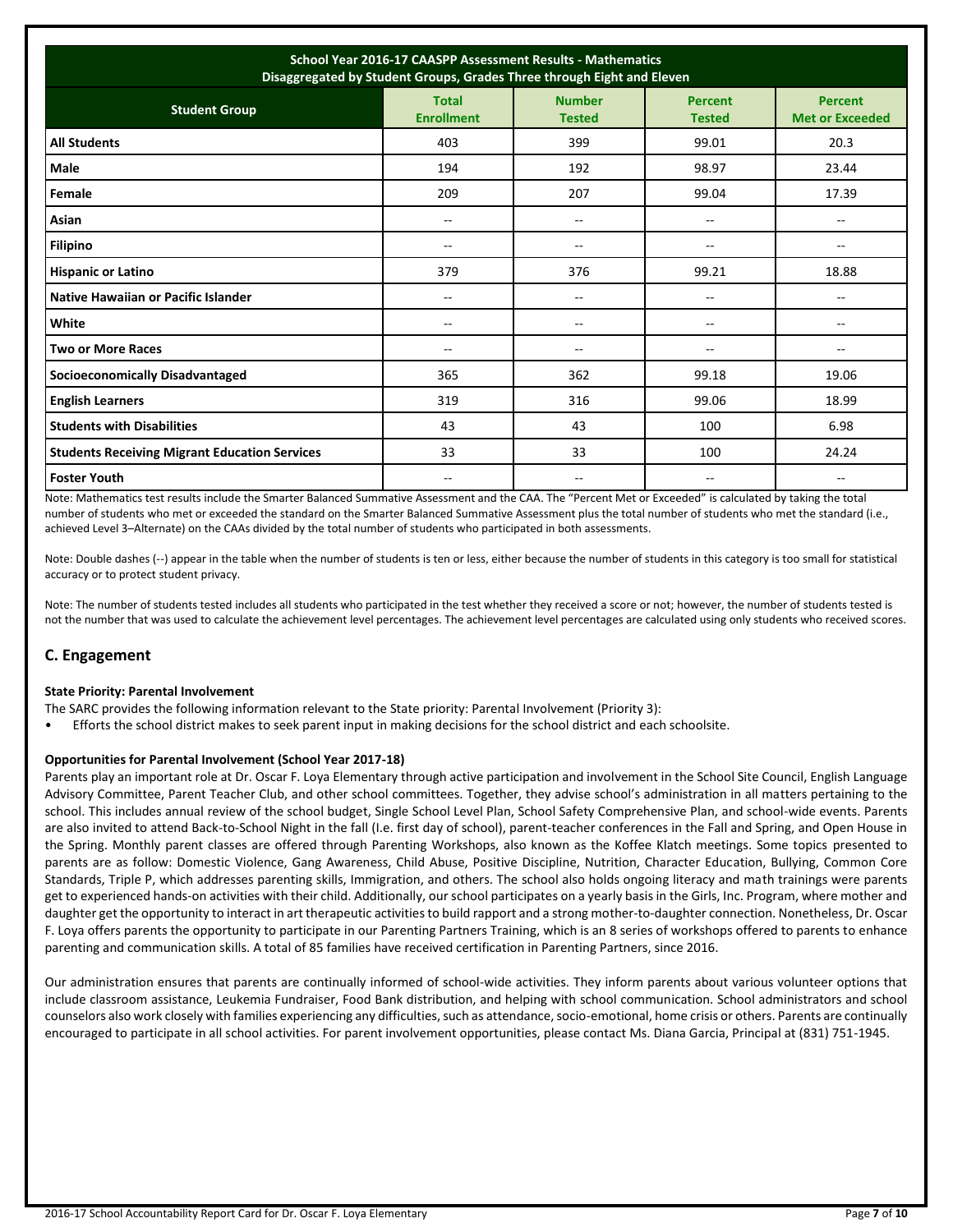| School Year 2016-17 CAASPP Assessment Results - Mathematics<br>Disaggregated by Student Groups, Grades Three through Eight and Eleven | | | | |
|---|---|---|---|---|
| **Student Group** | **Total Enrollment** | **Number Tested** | **Percent Tested** | **Percent Met or Exceeded** |
| **All Students** | 403 | 399 | 99.01 | 20.3 |
| **Male** | 194 | 192 | 98.97 | 23.44 |
| **Female** | 209 | 207 | 99.04 | 17.39 |
| **Asian** | -- | -- | -- | -- |
| **Filipino** | -- | -- | -- | -- |
| **Hispanic or Latino** | 379 | 376 | 99.21 | 18.88 |
| **Native Hawaiian or Pacific Islander** | -- | -- | -- | -- |
| **White** | -- | -- | -- | -- |
| **Two or More Races** | -- | -- | -- | -- |
| **Socioeconomically Disadvantaged** | 365 | 362 | 99.18 | 19.06 |
| **English Learners** | 319 | 316 | 99.06 | 18.99 |
| **Students with Disabilities** | 43 | 43 | 100 | 6.98 |
| **Students Receiving Migrant Education Services** | 33 | 33 | 100 | 24.24 |
| **Foster Youth** | -- | -- | -- | -- |

Note: Mathematics test results include the Smarter Balanced Summative Assessment and the CAA. The "Percent Met or Exceeded" is calculated by taking the total number of students who met or exceeded the standard on the Smarter Balanced Summative Assessment plus the total number of students who met the standard (i.e., achieved Level 3–Alternate) on the CAAs divided by the total number of students who participated in both assessments.

Note: Double dashes (--) appear in the table when the number of students is ten or less, either because the number of students in this category is too small for statistical accuracy or to protect student privacy.

Note: The number of students tested includes all students who participated in the test whether they received a score or not; however, the number of students tested is not the number that was used to calculate the achievement level percentages. The achievement level percentages are calculated using only students who received scores.

## C. Engagement

**State Priority: Parental Involvement**

The SARC provides the following information relevant to the State priority: Parental Involvement (Priority 3):

- Efforts the school district makes to seek parent input in making decisions for the school district and each schoolsite.

**Opportunities for Parental Involvement (School Year 2017-18)**

Parents play an important role at Dr. Oscar F. Loya Elementary through active participation and involvement in the School Site Council, English Language Advisory Committee, Parent Teacher Club, and other school committees. Together, they advise school's administration in all matters pertaining to the school. This includes annual review of the school budget, Single School Level Plan, School Safety Comprehensive Plan, and school-wide events. Parents are also invited to attend Back-to-School Night in the fall (I.e. first day of school), parent-teacher conferences in the Fall and Spring, and Open House in the Spring. Monthly parent classes are offered through Parenting Workshops, also known as the Koffee Klatch meetings. Some topics presented to parents are as follow: Domestic Violence, Gang Awareness, Child Abuse, Positive Discipline, Nutrition, Character Education, Bullying, Common Core Standards, Triple P, which addresses parenting skills, Immigration, and others. The school also holds ongoing literacy and math trainings were parents get to experienced hands-on activities with their child. Additionally, our school participates on a yearly basis in the Girls, Inc. Program, where mother and daughter get the opportunity to interact in art therapeutic activities to build rapport and a strong mother-to-daughter connection. Nonetheless, Dr. Oscar F. Loya offers parents the opportunity to participate in our Parenting Partners Training, which is an 8 series of workshops offered to parents to enhance parenting and communication skills. A total of 85 families have received certification in Parenting Partners, since 2016.

Our administration ensures that parents are continually informed of school-wide activities. They inform parents about various volunteer options that include classroom assistance, Leukemia Fundraiser, Food Bank distribution, and helping with school communication. School administrators and school counselors also work closely with families experiencing any difficulties, such as attendance, socio-emotional, home crisis or others. Parents are continually encouraged to participate in all school activities. For parent involvement opportunities, please contact Ms. Diana Garcia, Principal at (831) 751-1945.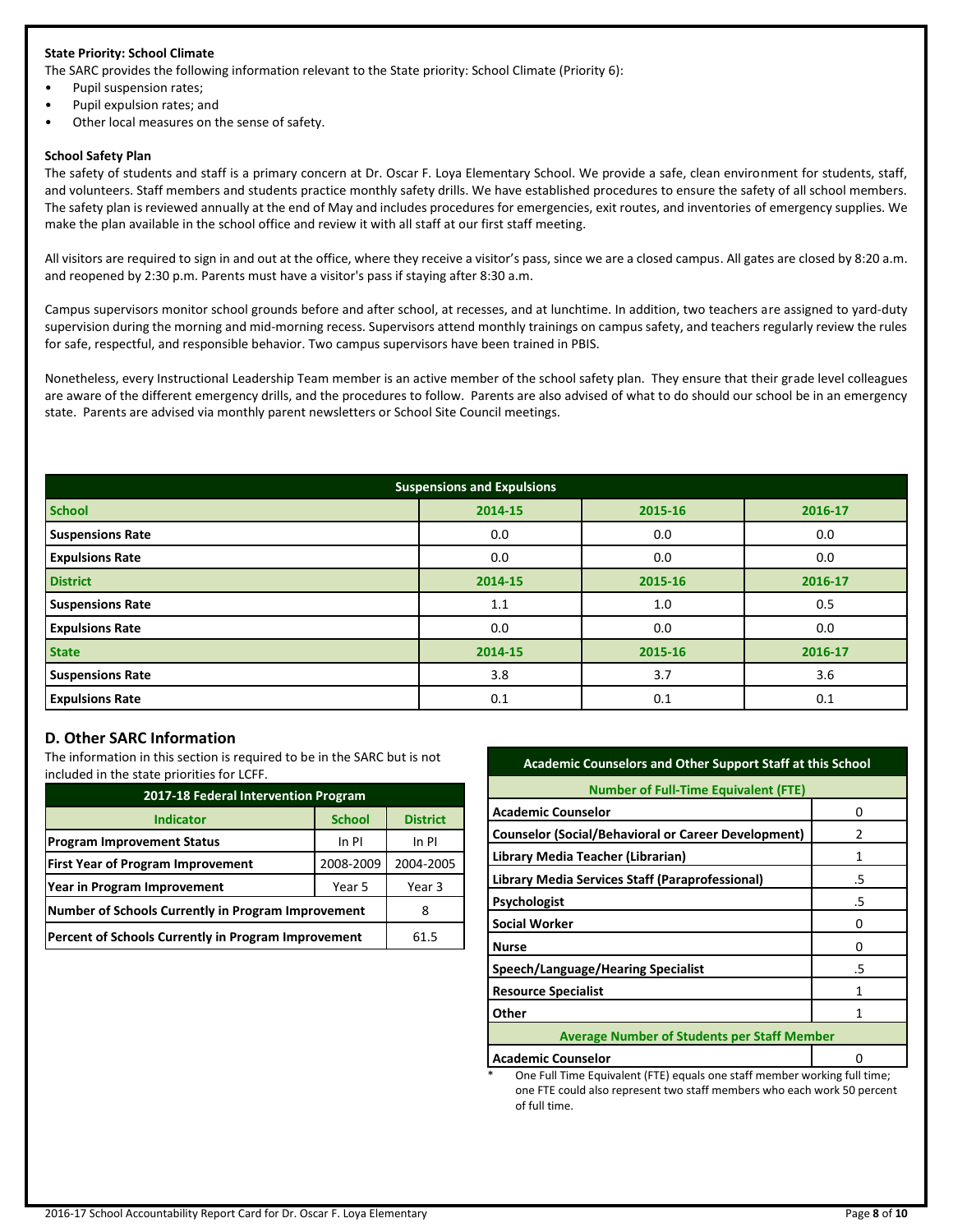**State Priority: School Climate**

The SARC provides the following information relevant to the State priority: School Climate (Priority 6):

- Pupil suspension rates;
- Pupil expulsion rates; and
- Other local measures on the sense of safety.

**School Safety Plan**

The safety of students and staff is a primary concern at Dr. Oscar F. Loya Elementary School. We provide a safe, clean environment for students, staff, and volunteers. Staff members and students practice monthly safety drills. We have established procedures to ensure the safety of all school members. The safety plan is reviewed annually at the end of May and includes procedures for emergencies, exit routes, and inventories of emergency supplies. We make the plan available in the school office and review it with all staff at our first staff meeting.

All visitors are required to sign in and out at the office, where they receive a visitor's pass, since we are a closed campus. All gates are closed by 8:20 a.m. and reopened by 2:30 p.m. Parents must have a visitor's pass if staying after 8:30 a.m.

Campus supervisors monitor school grounds before and after school, at recesses, and at lunchtime. In addition, two teachers are assigned to yard-duty supervision during the morning and mid-morning recess. Supervisors attend monthly trainings on campus safety, and teachers regularly review the rules for safe, respectful, and responsible behavior. Two campus supervisors have been trained in PBIS.

Nonetheless, every Instructional Leadership Team member is an active member of the school safety plan. They ensure that their grade level colleagues are aware of the different emergency drills, and the procedures to follow. Parents are also advised of what to do should our school be in an emergency state. Parents are advised via monthly parent newsletters or School Site Council meetings.

| Suspensions and Expulsions | | | |
|---|---|---|---|
| **School** | **2014-15** | **2015-16** | **2016-17** |
| Suspensions Rate | 0.0 | 0.0 | 0.0 |
| Expulsions Rate | 0.0 | 0.0 | 0.0 |
| **District** | **2014-15** | **2015-16** | **2016-17** |
| Suspensions Rate | 1.1 | 1.0 | 0.5 |
| Expulsions Rate | 0.0 | 0.0 | 0.0 |
| **State** | **2014-15** | **2015-16** | **2016-17** |
| Suspensions Rate | 3.8 | 3.7 | 3.6 |
| Expulsions Rate | 0.1 | 0.1 | 0.1 |

## D. Other SARC Information

The information in this section is required to be in the SARC but is not included in the state priorities for LCFF.

| 2017-18 Federal Intervention Program | | |
|---|---|---|
| **Indicator** | **School** | **District** |
| Program Improvement Status | In PI | In PI |
| First Year of Program Improvement | 2008-2009 | 2004-2005 |
| Year in Program Improvement | Year 5 | Year 3 |
| Number of Schools Currently in Program Improvement | | 8 |
| Percent of Schools Currently in Program Improvement | | 61.5 |

| Academic Counselors and Other Support Staff at this School | |
|---|---|
| **Number of Full-Time Equivalent (FTE)** | |
| Academic Counselor | 0 |
| Counselor (Social/Behavioral or Career Development) | 2 |
| Library Media Teacher (Librarian) | 1 |
| Library Media Services Staff (Paraprofessional) | .5 |
| Psychologist | .5 |
| Social Worker | 0 |
| Nurse | 0 |
| Speech/Language/Hearing Specialist | .5 |
| Resource Specialist | 1 |
| Other | 1 |
| **Average Number of Students per Staff Member** | |
| Academic Counselor | 0 |

\* One Full Time Equivalent (FTE) equals one staff member working full time; one FTE could also represent two staff members who each work 50 percent of full time.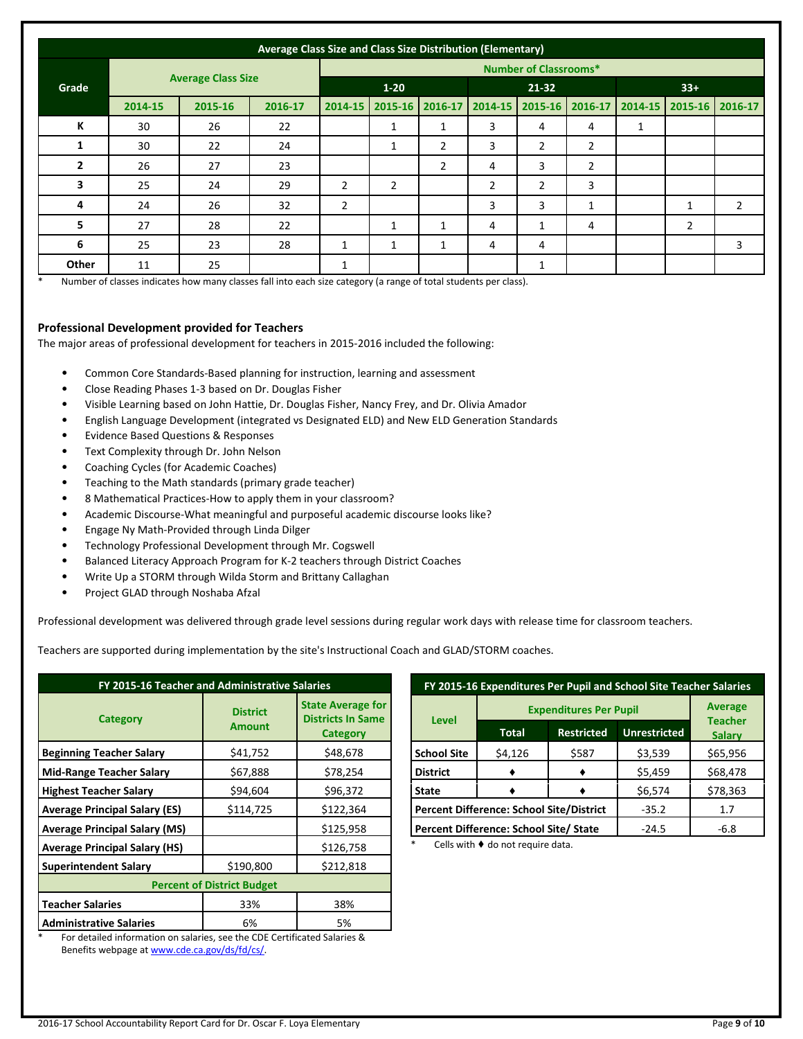| Average Class Size and Class Size Distribution (Elementary) | | | | | | | | | | | | |
|---|---|---|---|---|---|---|---|---|---|---|---|---|
| Grade | Average Class Size | | | Number of Classrooms* | | | | | | | | |
| | | | | 1-20 | | | 21-32 | | | 33+ | | |
| | 2014-15 | 2015-16 | 2016-17 | 2014-15 | 2015-16 | 2016-17 | 2014-15 | 2015-16 | 2016-17 | 2014-15 | 2015-16 | 2016-17 |
| K | 30 | 26 | 22 | | 1 | 1 | 3 | 4 | 4 | 1 | | |
| 1 | 30 | 22 | 24 | | 1 | 2 | 3 | 2 | 2 | | | |
| 2 | 26 | 27 | 23 | | | 2 | 4 | 3 | 2 | | | |
| 3 | 25 | 24 | 29 | 2 | 2 | | 2 | 2 | 3 | | | |
| 4 | 24 | 26 | 32 | 2 | | | 3 | 3 | 1 | | 1 | 2 |
| 5 | 27 | 28 | 22 | | 1 | 1 | 4 | 1 | 4 | | 2 | |
| 6 | 25 | 23 | 28 | 1 | 1 | 1 | 4 | 4 | | | | 3 |
| Other | 11 | 25 | | 1 | | | | 1 | | | | |

* Number of classes indicates how many classes fall into each size category (a range of total students per class).

### Professional Development provided for Teachers

The major areas of professional development for teachers in 2015-2016 included the following:

- Common Core Standards-Based planning for instruction, learning and assessment
- Close Reading Phases 1-3 based on Dr. Douglas Fisher
- Visible Learning based on John Hattie, Dr. Douglas Fisher, Nancy Frey, and Dr. Olivia Amador
- English Language Development (integrated vs Designated ELD) and New ELD Generation Standards
- Evidence Based Questions & Responses
- Text Complexity through Dr. John Nelson
- Coaching Cycles (for Academic Coaches)
- Teaching to the Math standards (primary grade teacher)
- 8 Mathematical Practices-How to apply them in your classroom?
- Academic Discourse-What meaningful and purposeful academic discourse looks like?
- Engage Ny Math-Provided through Linda Dilger
- Technology Professional Development through Mr. Cogswell
- Balanced Literacy Approach Program for K-2 teachers through District Coaches
- Write Up a STORM through Wilda Storm and Brittany Callaghan
- Project GLAD through Noshaba Afzal

Professional development was delivered through grade level sessions during regular work days with release time for classroom teachers.

Teachers are supported during implementation by the site's Instructional Coach and GLAD/STORM coaches.

| FY 2015-16 Teacher and Administrative Salaries | | |
|---|---|---|
| Category | District Amount | State Average for Districts In Same Category |
| Beginning Teacher Salary | $41,752 | $48,678 |
| Mid-Range Teacher Salary | $67,888 | $78,254 |
| Highest Teacher Salary | $94,604 | $96,372 |
| Average Principal Salary (ES) | $114,725 | $122,364 |
| Average Principal Salary (MS) | | $125,958 |
| Average Principal Salary (HS) | | $126,758 |
| Superintendent Salary | $190,800 | $212,818 |
| Percent of District Budget | | |
| Teacher Salaries | 33% | 38% |
| Administrative Salaries | 6% | 5% |

* For detailed information on salaries, see the CDE Certificated Salaries & Benefits webpage at www.cde.ca.gov/ds/fd/cs/.

| FY 2015-16 Expenditures Per Pupil and School Site Teacher Salaries | | | | |
|---|---|---|---|---|
| Level | Expenditures Per Pupil | | | Average Teacher Salary |
| | Total | Restricted | Unrestricted | |
| School Site | $4,126 | $587 | $3,539 | $65,956 |
| District | ♦ | ♦ | $5,459 | $68,478 |
| State | ♦ | ♦ | $6,574 | $78,363 |
| Percent Difference: School Site/District | | | -35.2 | 1.7 |
| Percent Difference: School Site/ State | | | -24.5 | -6.8 |

* Cells with ♦ do not require data.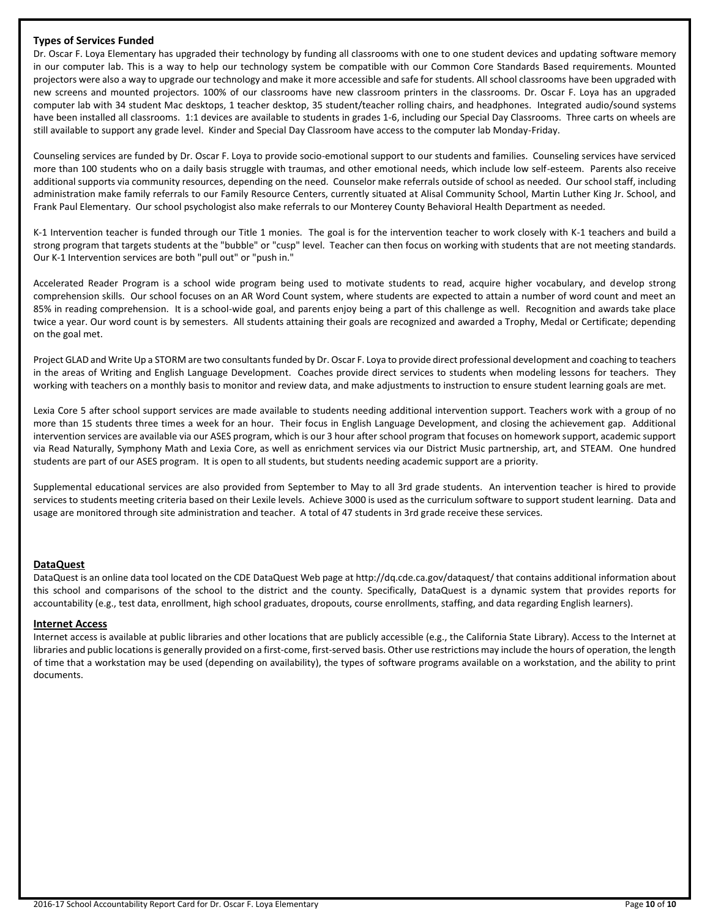### Types of Services Funded

Dr. Oscar F. Loya Elementary has upgraded their technology by funding all classrooms with one to one student devices and updating software memory in our computer lab. This is a way to help our technology system be compatible with our Common Core Standards Based requirements. Mounted projectors were also a way to upgrade our technology and make it more accessible and safe for students. All school classrooms have been upgraded with new screens and mounted projectors. 100% of our classrooms have new classroom printers in the classrooms. Dr. Oscar F. Loya has an upgraded computer lab with 34 student Mac desktops, 1 teacher desktop, 35 student/teacher rolling chairs, and headphones. Integrated audio/sound systems have been installed all classrooms. 1:1 devices are available to students in grades 1-6, including our Special Day Classrooms. Three carts on wheels are still available to support any grade level. Kinder and Special Day Classroom have access to the computer lab Monday-Friday.

Counseling services are funded by Dr. Oscar F. Loya to provide socio-emotional support to our students and families. Counseling services have serviced more than 100 students who on a daily basis struggle with traumas, and other emotional needs, which include low self-esteem. Parents also receive additional supports via community resources, depending on the need. Counselor make referrals outside of school as needed. Our school staff, including administration make family referrals to our Family Resource Centers, currently situated at Alisal Community School, Martin Luther King Jr. School, and Frank Paul Elementary. Our school psychologist also make referrals to our Monterey County Behavioral Health Department as needed.

K-1 Intervention teacher is funded through our Title 1 monies. The goal is for the intervention teacher to work closely with K-1 teachers and build a strong program that targets students at the "bubble" or "cusp" level. Teacher can then focus on working with students that are not meeting standards. Our K-1 Intervention services are both "pull out" or "push in."

Accelerated Reader Program is a school wide program being used to motivate students to read, acquire higher vocabulary, and develop strong comprehension skills. Our school focuses on an AR Word Count system, where students are expected to attain a number of word count and meet an 85% in reading comprehension. It is a school-wide goal, and parents enjoy being a part of this challenge as well. Recognition and awards take place twice a year. Our word count is by semesters. All students attaining their goals are recognized and awarded a Trophy, Medal or Certificate; depending on the goal met.

Project GLAD and Write Up a STORM are two consultants funded by Dr. Oscar F. Loya to provide direct professional development and coaching to teachers in the areas of Writing and English Language Development. Coaches provide direct services to students when modeling lessons for teachers. They working with teachers on a monthly basis to monitor and review data, and make adjustments to instruction to ensure student learning goals are met.

Lexia Core 5 after school support services are made available to students needing additional intervention support. Teachers work with a group of no more than 15 students three times a week for an hour. Their focus in English Language Development, and closing the achievement gap. Additional intervention services are available via our ASES program, which is our 3 hour after school program that focuses on homework support, academic support via Read Naturally, Symphony Math and Lexia Core, as well as enrichment services via our District Music partnership, art, and STEAM. One hundred students are part of our ASES program. It is open to all students, but students needing academic support are a priority.

Supplemental educational services are also provided from September to May to all 3rd grade students. An intervention teacher is hired to provide services to students meeting criteria based on their Lexile levels. Achieve 3000 is used as the curriculum software to support student learning. Data and usage are monitored through site administration and teacher. A total of 47 students in 3rd grade receive these services.

### DataQuest

DataQuest is an online data tool located on the CDE DataQuest Web page at http://dq.cde.ca.gov/dataquest/ that contains additional information about this school and comparisons of the school to the district and the county. Specifically, DataQuest is a dynamic system that provides reports for accountability (e.g., test data, enrollment, high school graduates, dropouts, course enrollments, staffing, and data regarding English learners).

### Internet Access

Internet access is available at public libraries and other locations that are publicly accessible (e.g., the California State Library). Access to the Internet at libraries and public locations is generally provided on a first-come, first-served basis. Other use restrictions may include the hours of operation, the length of time that a workstation may be used (depending on availability), the types of software programs available on a workstation, and the ability to print documents.